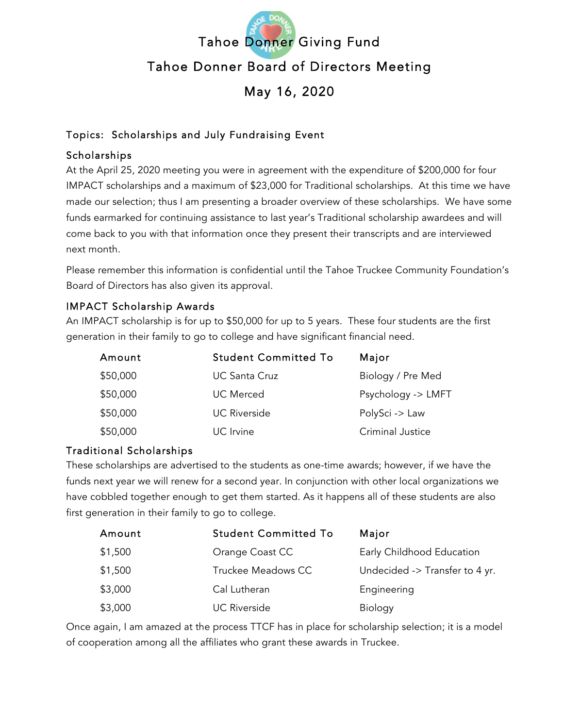# Tahoe Donner Giving Fund

## Tahoe Donner Board of Directors Meeting

## May 16, 2020

### Topics: Scholarships and July Fundraising Event

### Scholarships

At the April 25, 2020 meeting you were in agreement with the expenditure of $200,000 for four IMPACT scholarships and a maximum of $23,000 for Traditional scholarships. At this time we have made our selection; thus I am presenting a broader overview of these scholarships. We have some funds earmarked for continuing assistance to last year's Traditional scholarship awardees and will come back to you with that information once they present their transcripts and are interviewed next month.

Please remember this information is confidential until the Tahoe Truckee Community Foundation's Board of Directors has also given its approval.

### IMPACT Scholarship Awards

An IMPACT scholarship is for up to $50,000 for up to 5 years. These four students are the first generation in their family to go to college and have significant financial need.

| Amount | Student Committed To | Major |
|---|---|---|
| $50,000 | UC Santa Cruz | Biology / Pre Med |
| $50,000 | UC Merced | Psychology -> LMFT |
| $50,000 | UC Riverside | PolySci -> Law |
| $50,000 | UC Irvine | Criminal Justice |

### Traditional Scholarships

These scholarships are advertised to the students as one-time awards; however, if we have the funds next year we will renew for a second year. In conjunction with other local organizations we have cobbled together enough to get them started. As it happens all of these students are also first generation in their family to go to college.

| Amount | Student Committed To | Major |
|---|---|---|
| $1,500 | Orange Coast CC | Early Childhood Education |
| $1,500 | Truckee Meadows CC | Undecided -> Transfer to 4 yr. |
| $3,000 | Cal Lutheran | Engineering |
| $3,000 | UC Riverside | Biology |

Once again, I am amazed at the process TTCF has in place for scholarship selection; it is a model of cooperation among all the affiliates who grant these awards in Truckee.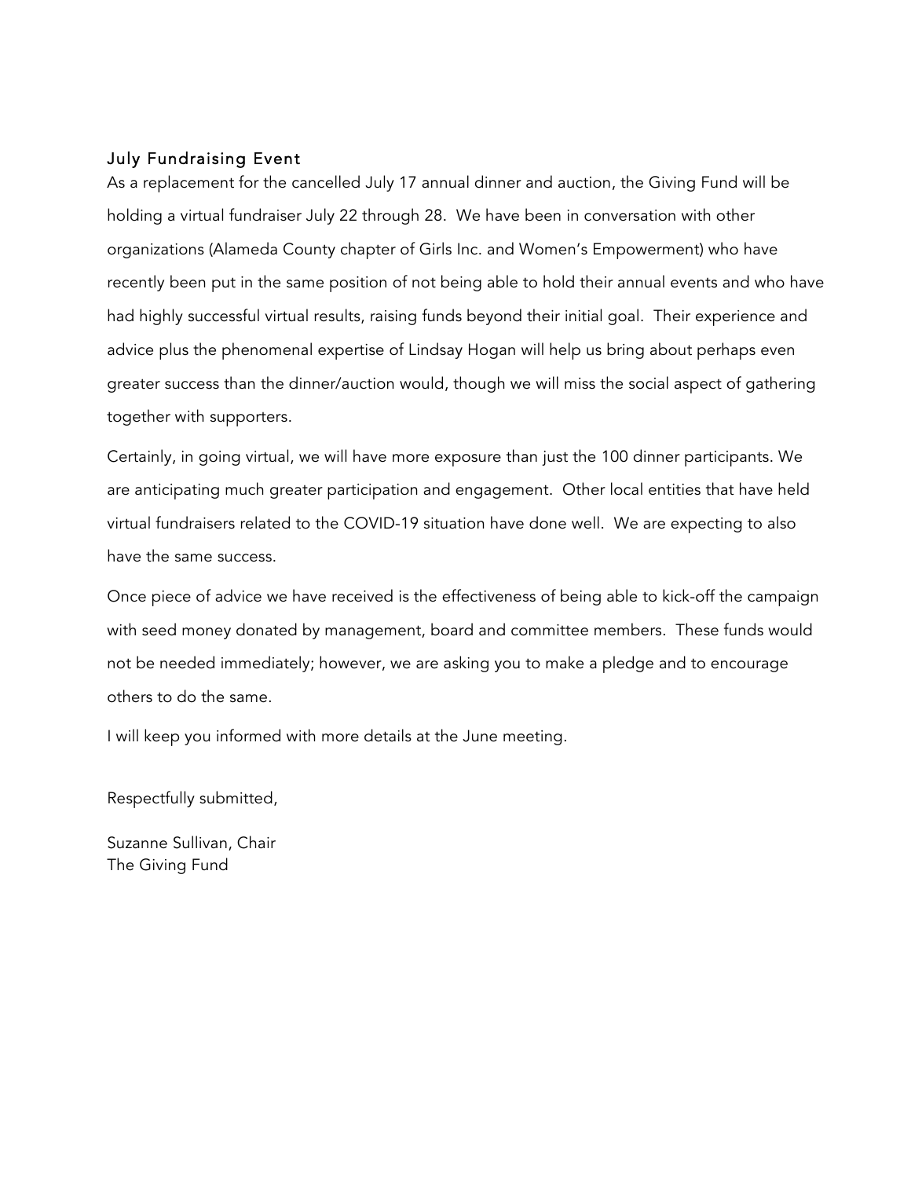## July Fundraising Event

As a replacement for the cancelled July 17 annual dinner and auction, the Giving Fund will be holding a virtual fundraiser July 22 through 28. We have been in conversation with other organizations (Alameda County chapter of Girls Inc. and Women's Empowerment) who have recently been put in the same position of not being able to hold their annual events and who have had highly successful virtual results, raising funds beyond their initial goal. Their experience and advice plus the phenomenal expertise of Lindsay Hogan will help us bring about perhaps even greater success than the dinner/auction would, though we will miss the social aspect of gathering together with supporters.

Certainly, in going virtual, we will have more exposure than just the 100 dinner participants. We are anticipating much greater participation and engagement. Other local entities that have held virtual fundraisers related to the COVID-19 situation have done well. We are expecting to also have the same success.

Once piece of advice we have received is the effectiveness of being able to kick-off the campaign with seed money donated by management, board and committee members. These funds would not be needed immediately; however, we are asking you to make a pledge and to encourage others to do the same.

I will keep you informed with more details at the June meeting.

Respectfully submitted,

Suzanne Sullivan, Chair
The Giving Fund